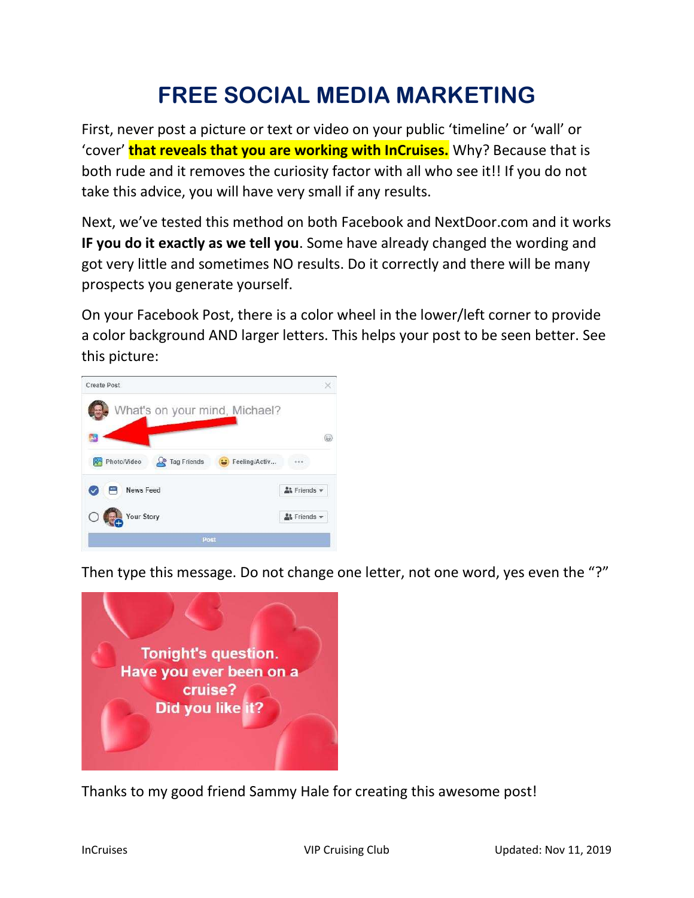# FREE SOCIAL MEDIA MARKETING

First, never post a picture or text or video on your public 'timeline' or 'wall' or 'cover' **that reveals that you are working with InCruises.** Why? Because that is both rude and it removes the curiosity factor with all who see it!! If you do not take this advice, you will have very small if any results.

Next, we've tested this method on both Facebook and NextDoor.com and it works **IF you do it exactly as we tell you**. Some have already changed the wording and got very little and sometimes NO results. Do it correctly and there will be many prospects you generate yourself.

On your Facebook Post, there is a color wheel in the lower/left corner to provide a color background AND larger letters. This helps your post to be seen better. See this picture:

Then type this message. Do not change one letter, not one word, yes even the "?"

Thanks to my good friend Sammy Hale for creating this awesome post!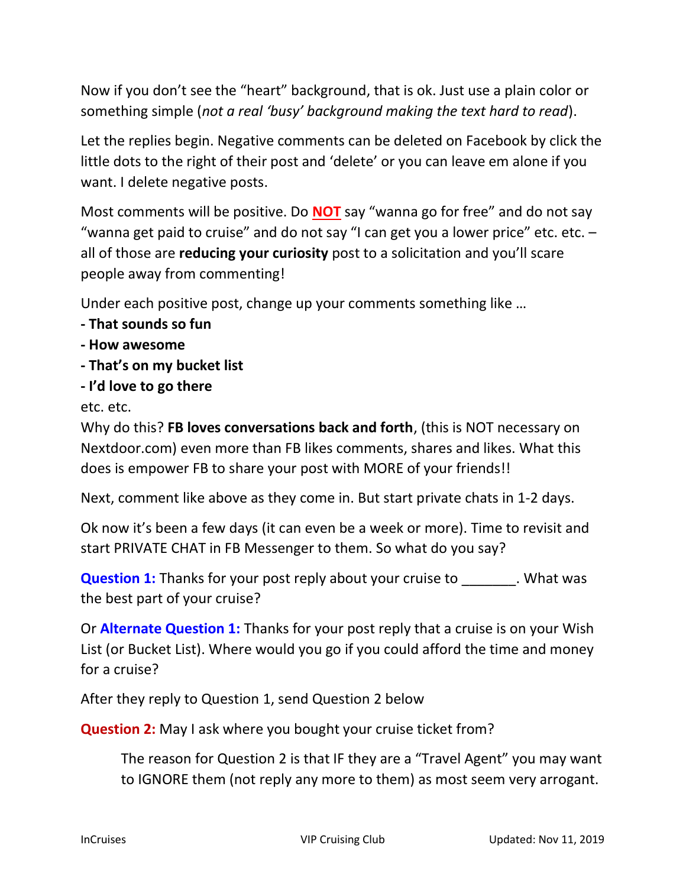Now if you don't see the "heart" background, that is ok. Just use a plain color or something simple (*not a real 'busy' background making the text hard to read*).

Let the replies begin. Negative comments can be deleted on Facebook by click the little dots to the right of their post and 'delete' or you can leave em alone if you want. I delete negative posts.

Most comments will be positive. Do **NOT** say "wanna go for free" and do not say "wanna get paid to cruise" and do not say "I can get you a lower price" etc. etc. – all of those are **reducing your curiosity** post to a solicitation and you'll scare people away from commenting!

Under each positive post, change up your comments something like …

- **That sounds so fun**
- **How awesome**
- **That's on my bucket list**
- **I'd love to go there**

etc. etc.

Why do this? **FB loves conversations back and forth**, (this is NOT necessary on Nextdoor.com) even more than FB likes comments, shares and likes. What this does is empower FB to share your post with MORE of your friends!!

Next, comment like above as they come in. But start private chats in 1-2 days.

Ok now it's been a few days (it can even be a week or more). Time to revisit and start PRIVATE CHAT in FB Messenger to them. So what do you say?

**Question 1:** Thanks for your post reply about your cruise to _______. What was the best part of your cruise?

Or **Alternate Question 1:** Thanks for your post reply that a cruise is on your Wish List (or Bucket List). Where would you go if you could afford the time and money for a cruise?

After they reply to Question 1, send Question 2 below

**Question 2:** May I ask where you bought your cruise ticket from?

> The reason for Question 2 is that IF they are a "Travel Agent" you may want to IGNORE them (not reply any more to them) as most seem very arrogant.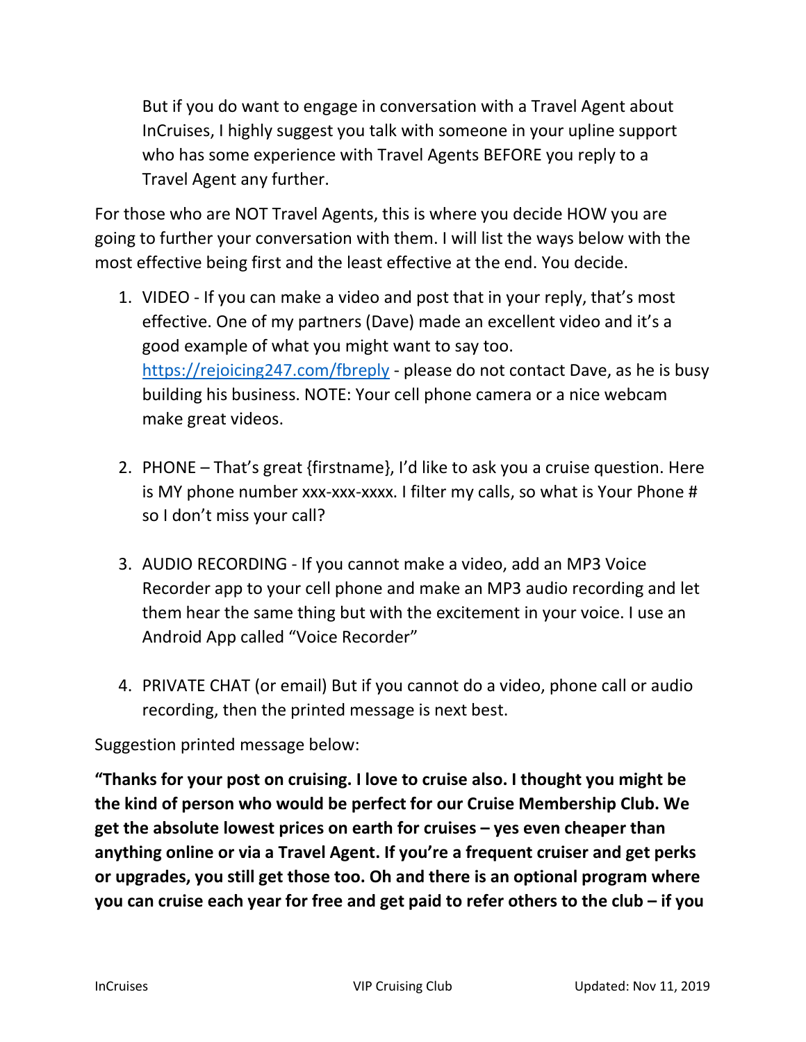But if you do want to engage in conversation with a Travel Agent about InCruises, I highly suggest you talk with someone in your upline support who has some experience with Travel Agents BEFORE you reply to a Travel Agent any further.

For those who are NOT Travel Agents, this is where you decide HOW you are going to further your conversation with them. I will list the ways below with the most effective being first and the least effective at the end. You decide.

1. VIDEO - If you can make a video and post that in your reply, that's most effective. One of my partners (Dave) made an excellent video and it's a good example of what you might want to say too. https://rejoicing247.com/fbreply - please do not contact Dave, as he is busy building his business. NOTE: Your cell phone camera or a nice webcam make great videos.

2. PHONE – That's great {firstname}, I'd like to ask you a cruise question. Here is MY phone number xxx-xxx-xxxx. I filter my calls, so what is Your Phone # so I don't miss your call?

3. AUDIO RECORDING - If you cannot make a video, add an MP3 Voice Recorder app to your cell phone and make an MP3 audio recording and let them hear the same thing but with the excitement in your voice. I use an Android App called "Voice Recorder"

4. PRIVATE CHAT (or email) But if you cannot do a video, phone call or audio recording, then the printed message is next best.

Suggestion printed message below:

**"Thanks for your post on cruising. I love to cruise also. I thought you might be the kind of person who would be perfect for our Cruise Membership Club. We get the absolute lowest prices on earth for cruises – yes even cheaper than anything online or via a Travel Agent. If you're a frequent cruiser and get perks or upgrades, you still get those too. Oh and there is an optional program where you can cruise each year for free and get paid to refer others to the club – if you**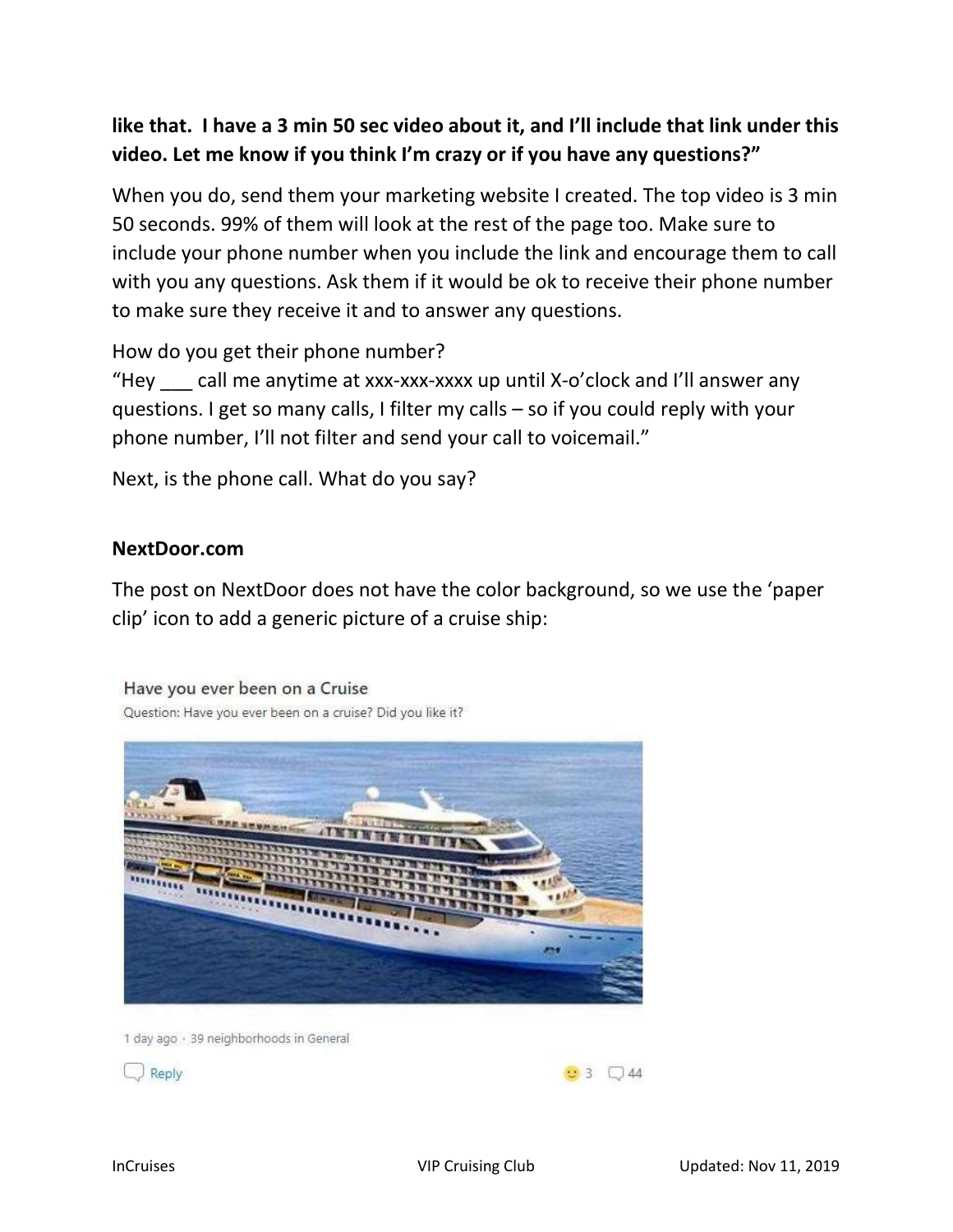**like that. I have a 3 min 50 sec video about it, and I'll include that link under this video. Let me know if you think I'm crazy or if you have any questions?"**

When you do, send them your marketing website I created. The top video is 3 min 50 seconds. 99% of them will look at the rest of the page too. Make sure to include your phone number when you include the link and encourage them to call with you any questions. Ask them if it would be ok to receive their phone number to make sure they receive it and to answer any questions.

How do you get their phone number?
"Hey ___ call me anytime at xxx-xxx-xxxx up until X-o'clock and I'll answer any questions. I get so many calls, I filter my calls – so if you could reply with your phone number, I'll not filter and send your call to voicemail."

Next, is the phone call. What do you say?

**NextDoor.com**

The post on NextDoor does not have the color background, so we use the 'paper clip' icon to add a generic picture of a cruise ship:

Have you ever been on a Cruise
Question: Have you ever been on a cruise? Did you like it?

1 day ago · 39 neighborhoods in General

Reply 3 44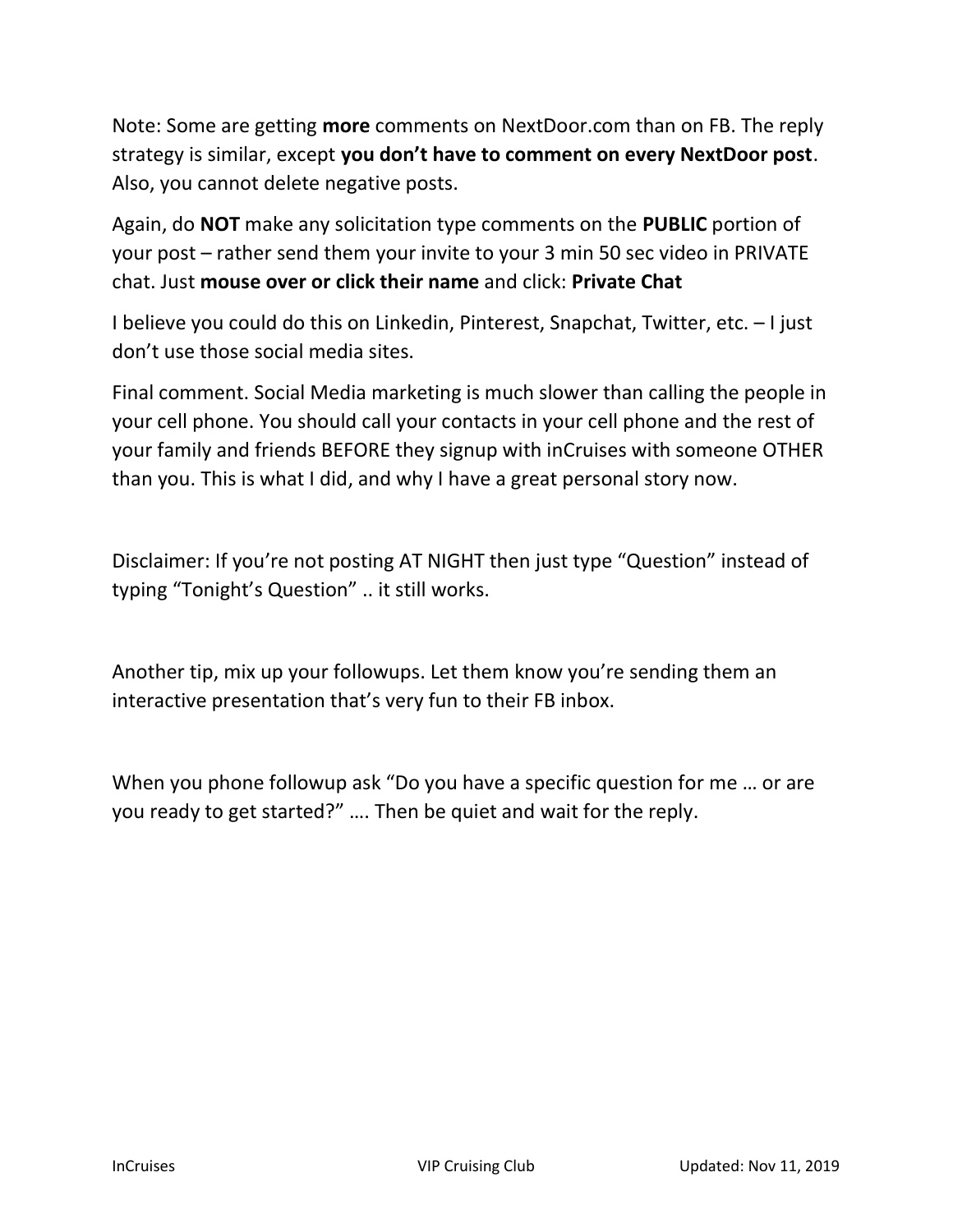Note: Some are getting **more** comments on NextDoor.com than on FB. The reply strategy is similar, except **you don't have to comment on every NextDoor post**. Also, you cannot delete negative posts.

Again, do **NOT** make any solicitation type comments on the **PUBLIC** portion of your post – rather send them your invite to your 3 min 50 sec video in PRIVATE chat. Just **mouse over or click their name** and click: **Private Chat**

I believe you could do this on Linkedin, Pinterest, Snapchat, Twitter, etc. – I just don't use those social media sites.

Final comment. Social Media marketing is much slower than calling the people in your cell phone. You should call your contacts in your cell phone and the rest of your family and friends BEFORE they signup with inCruises with someone OTHER than you. This is what I did, and why I have a great personal story now.

Disclaimer: If you're not posting AT NIGHT then just type "Question" instead of typing "Tonight's Question" .. it still works.

Another tip, mix up your followups. Let them know you're sending them an interactive presentation that's very fun to their FB inbox.

When you phone followup ask "Do you have a specific question for me … or are you ready to get started?" …. Then be quiet and wait for the reply.